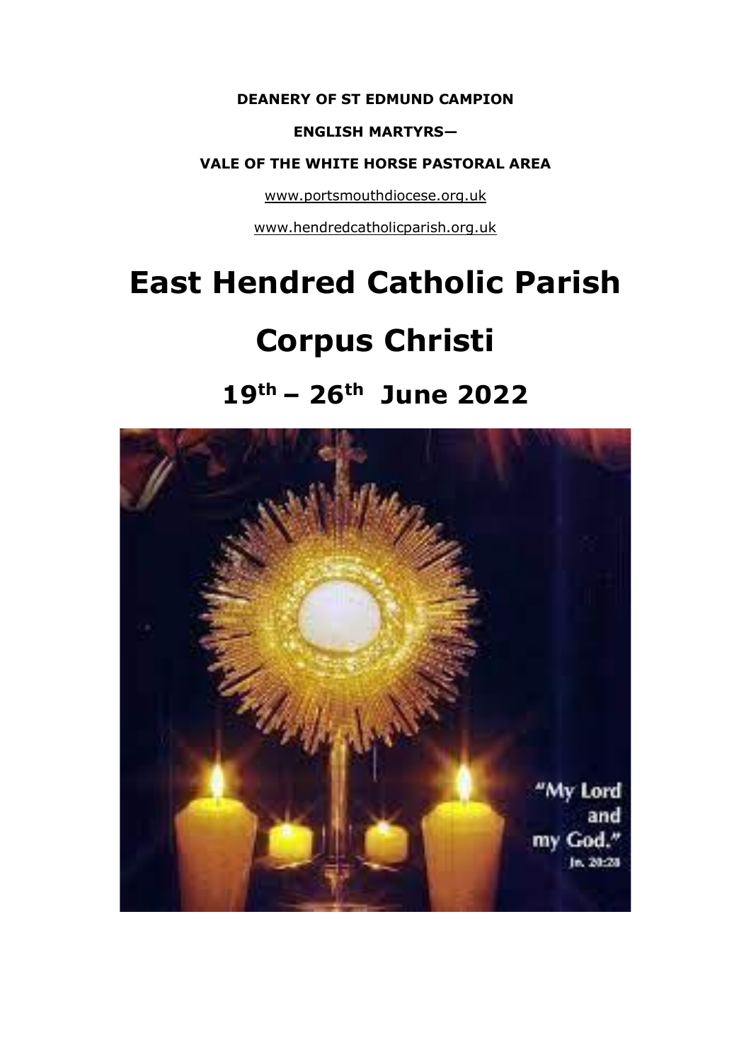**DEANERY OF ST EDMUND CAMPION**

**ENGLISH MARTYRS—**

**VALE OF THE WHITE HORSE PASTORAL AREA**

www.portsmouthdiocese.org.uk

www.hendredcatholicparish.org.uk

# East Hendred Catholic Parish

# Corpus Christi

## 19th – 26th June 2022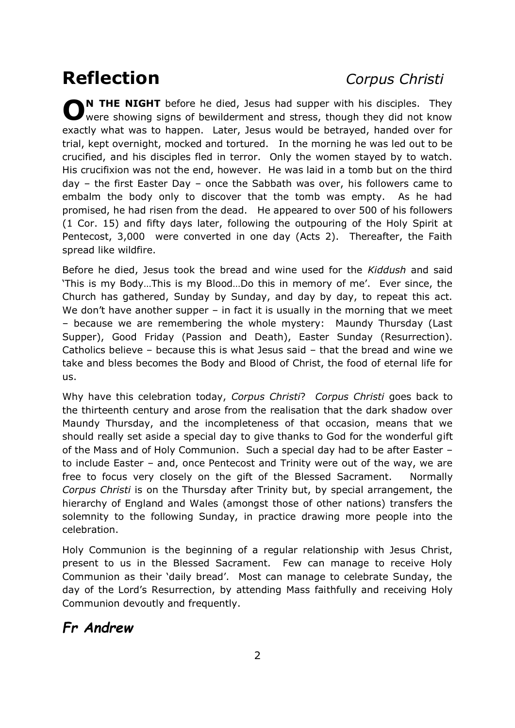# Reflection *Corpus Christi*

**ON THE NIGHT** before he died, Jesus had supper with his disciples. They were showing signs of bewilderment and stress, though they did not know exactly what was to happen. Later, Jesus would be betrayed, handed over for trial, kept overnight, mocked and tortured. In the morning he was led out to be crucified, and his disciples fled in terror. Only the women stayed by to watch. His crucifixion was not the end, however. He was laid in a tomb but on the third day – the first Easter Day – once the Sabbath was over, his followers came to embalm the body only to discover that the tomb was empty. As he had promised, he had risen from the dead. He appeared to over 500 of his followers (1 Cor. 15) and fifty days later, following the outpouring of the Holy Spirit at Pentecost, 3,000 were converted in one day (Acts 2). Thereafter, the Faith spread like wildfire.

Before he died, Jesus took the bread and wine used for the *Kiddush* and said 'This is my Body…This is my Blood…Do this in memory of me'. Ever since, the Church has gathered, Sunday by Sunday, and day by day, to repeat this act. We don't have another supper – in fact it is usually in the morning that we meet – because we are remembering the whole mystery: Maundy Thursday (Last Supper), Good Friday (Passion and Death), Easter Sunday (Resurrection). Catholics believe – because this is what Jesus said – that the bread and wine we take and bless becomes the Body and Blood of Christ, the food of eternal life for us.

Why have this celebration today, *Corpus Christi*? *Corpus Christi* goes back to the thirteenth century and arose from the realisation that the dark shadow over Maundy Thursday, and the incompleteness of that occasion, means that we should really set aside a special day to give thanks to God for the wonderful gift of the Mass and of Holy Communion. Such a special day had to be after Easter – to include Easter – and, once Pentecost and Trinity were out of the way, we are free to focus very closely on the gift of the Blessed Sacrament. Normally *Corpus Christi* is on the Thursday after Trinity but, by special arrangement, the hierarchy of England and Wales (amongst those of other nations) transfers the solemnity to the following Sunday, in practice drawing more people into the celebration.

Holy Communion is the beginning of a regular relationship with Jesus Christ, present to us in the Blessed Sacrament. Few can manage to receive Holy Communion as their 'daily bread'. Most can manage to celebrate Sunday, the day of the Lord's Resurrection, by attending Mass faithfully and receiving Holy Communion devoutly and frequently.

***Fr Andrew***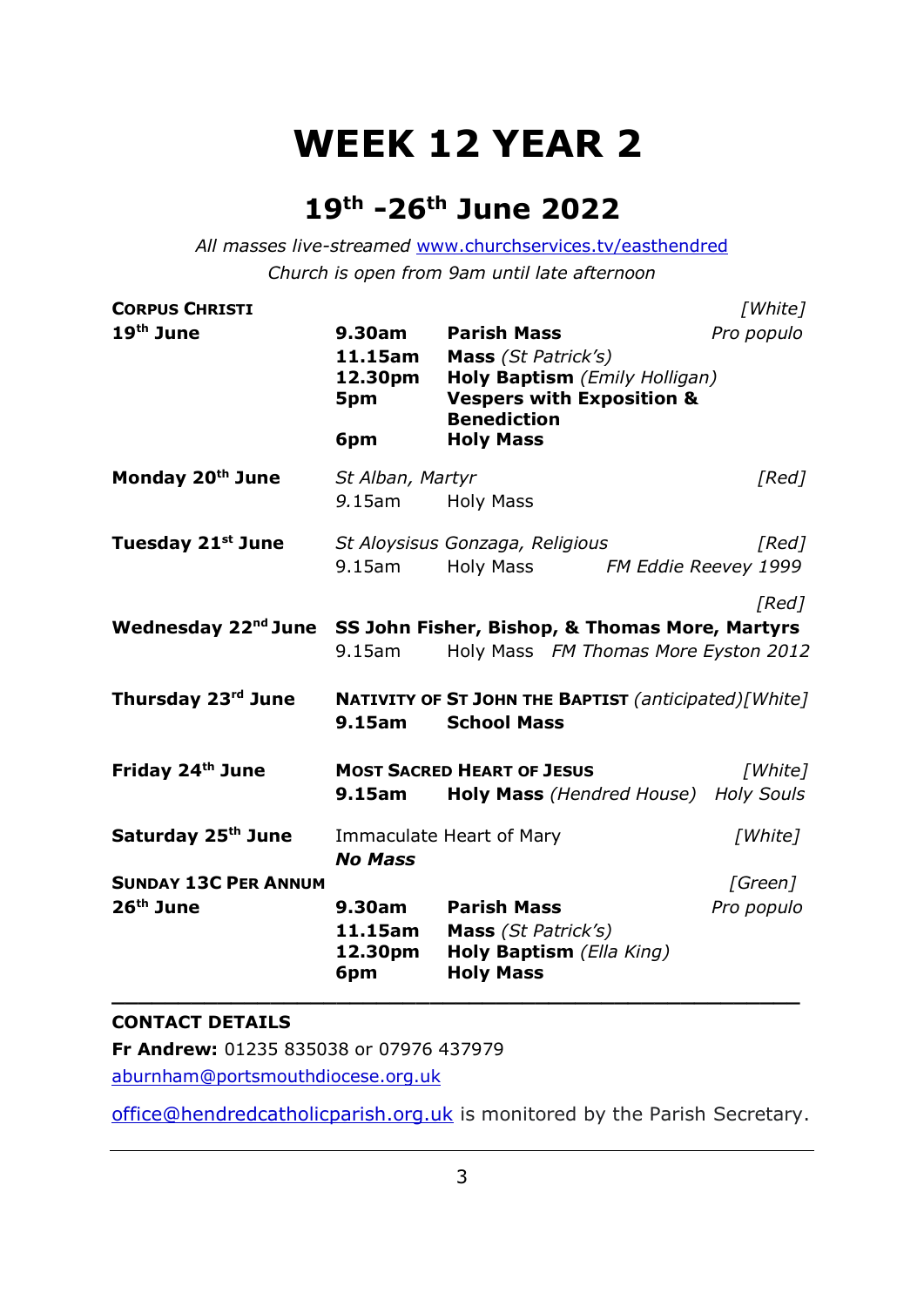# WEEK 12 YEAR 2

## 19th -26th June 2022

*All masses live-streamed www.churchservices.tv/easthendred*
*Church is open from 9am until late afternoon*

| | | | |
|---|---|---|---|
| **CORPUS CHRISTI** | | | *[White]* |
| **19th June** | **9.30am** | **Parish Mass** | *Pro populo* |
| | **11.15am** | **Mass** *(St Patrick's)* | |
| | **12.30pm** | **Holy Baptism** *(Emily Holligan)* | |
| | **5pm** | **Vespers with Exposition & Benediction** | |
| | **6pm** | **Holy Mass** | |
| **Monday 20th June** | *St Alban, Martyr* | | *[Red]* |
| | 9.15am | Holy Mass | |
| **Tuesday 21st June** | *St Aloysisus Gonzaga, Religious* | | *[Red]* |
| | 9.15am | Holy Mass | *FM Eddie Reevey 1999* |
| | | | *[Red]* |
| **Wednesday 22nd June** | **SS John Fisher, Bishop, & Thomas More, Martyrs** | | |
| | 9.15am | Holy Mass *FM Thomas More Eyston 2012* | |
| **Thursday 23rd June** | **NATIVITY OF ST JOHN THE BAPTIST** *(anticipated)* | | *[White]* |
| | **9.15am** | **School Mass** | |
| **Friday 24th June** | **MOST SACRED HEART OF JESUS** | | *[White]* |
| | **9.15am** | **Holy Mass** *(Hendred House)* | *Holy Souls* |
| **Saturday 25th June** | Immaculate Heart of Mary | | *[White]* |
| | ***No Mass*** | | |
| **SUNDAY 13C PER ANNUM** | | | *[Green]* |
| **26th June** | **9.30am** | **Parish Mass** | *Pro populo* |
| | **11.15am** | **Mass** *(St Patrick's)* | |
| | **12.30pm** | **Holy Baptism** *(Ella King)* | |
| | **6pm** | **Holy Mass** | |

---

**CONTACT DETAILS**

**Fr Andrew:** 01235 835038 or 07976 437979
aburnham@portsmouthdiocese.org.uk

office@hendredcatholicparish.org.uk is monitored by the Parish Secretary.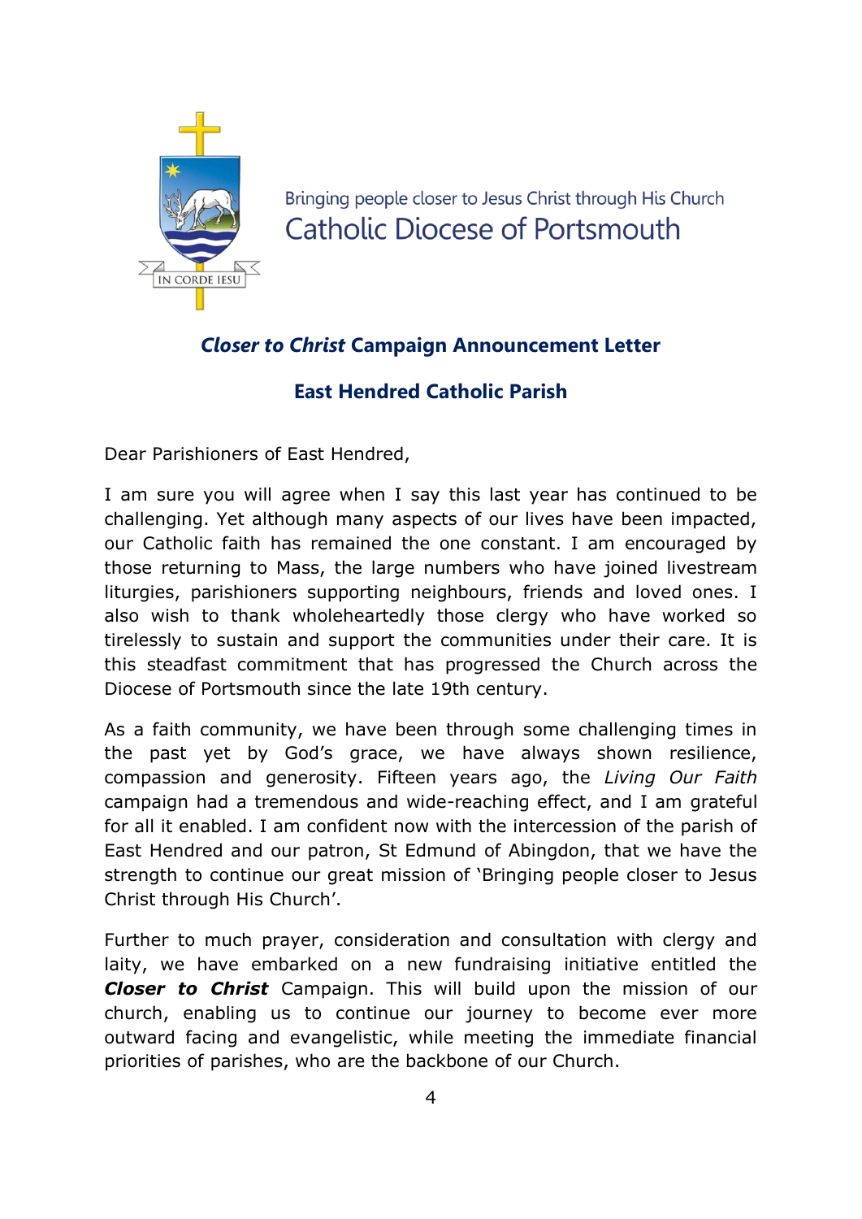Bringing people closer to Jesus Christ through His Church
Catholic Diocese of Portsmouth

## ***Closer to Christ*** **Campaign Announcement Letter**

## **East Hendred Catholic Parish**

Dear Parishioners of East Hendred,

I am sure you will agree when I say this last year has continued to be challenging. Yet although many aspects of our lives have been impacted, our Catholic faith has remained the one constant. I am encouraged by those returning to Mass, the large numbers who have joined livestream liturgies, parishioners supporting neighbours, friends and loved ones. I also wish to thank wholeheartedly those clergy who have worked so tirelessly to sustain and support the communities under their care. It is this steadfast commitment that has progressed the Church across the Diocese of Portsmouth since the late 19th century.

As a faith community, we have been through some challenging times in the past yet by God's grace, we have always shown resilience, compassion and generosity. Fifteen years ago, the *Living Our Faith* campaign had a tremendous and wide-reaching effect, and I am grateful for all it enabled. I am confident now with the intercession of the parish of East Hendred and our patron, St Edmund of Abingdon, that we have the strength to continue our great mission of 'Bringing people closer to Jesus Christ through His Church'.

Further to much prayer, consideration and consultation with clergy and laity, we have embarked on a new fundraising initiative entitled the ***Closer to Christ*** Campaign. This will build upon the mission of our church, enabling us to continue our journey to become ever more outward facing and evangelistic, while meeting the immediate financial priorities of parishes, who are the backbone of our Church.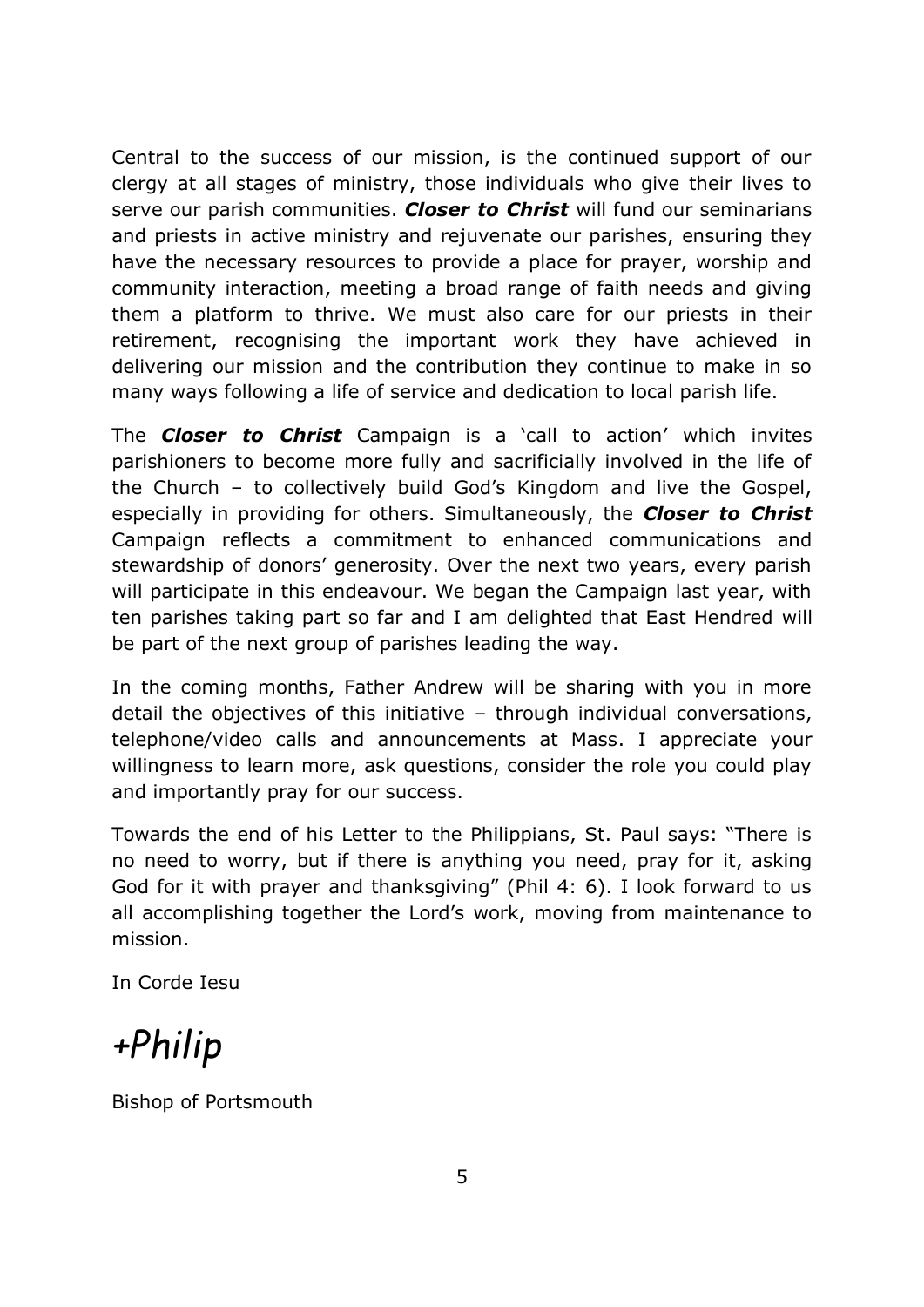Central to the success of our mission, is the continued support of our clergy at all stages of ministry, those individuals who give their lives to serve our parish communities. ***Closer to Christ*** will fund our seminarians and priests in active ministry and rejuvenate our parishes, ensuring they have the necessary resources to provide a place for prayer, worship and community interaction, meeting a broad range of faith needs and giving them a platform to thrive. We must also care for our priests in their retirement, recognising the important work they have achieved in delivering our mission and the contribution they continue to make in so many ways following a life of service and dedication to local parish life.

The ***Closer to Christ*** Campaign is a 'call to action' which invites parishioners to become more fully and sacrificially involved in the life of the Church – to collectively build God's Kingdom and live the Gospel, especially in providing for others. Simultaneously, the ***Closer to Christ*** Campaign reflects a commitment to enhanced communications and stewardship of donors' generosity. Over the next two years, every parish will participate in this endeavour. We began the Campaign last year, with ten parishes taking part so far and I am delighted that East Hendred will be part of the next group of parishes leading the way.

In the coming months, Father Andrew will be sharing with you in more detail the objectives of this initiative – through individual conversations, telephone/video calls and announcements at Mass. I appreciate your willingness to learn more, ask questions, consider the role you could play and importantly pray for our success.

Towards the end of his Letter to the Philippians, St. Paul says: "There is no need to worry, but if there is anything you need, pray for it, asking God for it with prayer and thanksgiving" (Phil 4: 6). I look forward to us all accomplishing together the Lord's work, moving from maintenance to mission.

In Corde Iesu

*+Philip*

Bishop of Portsmouth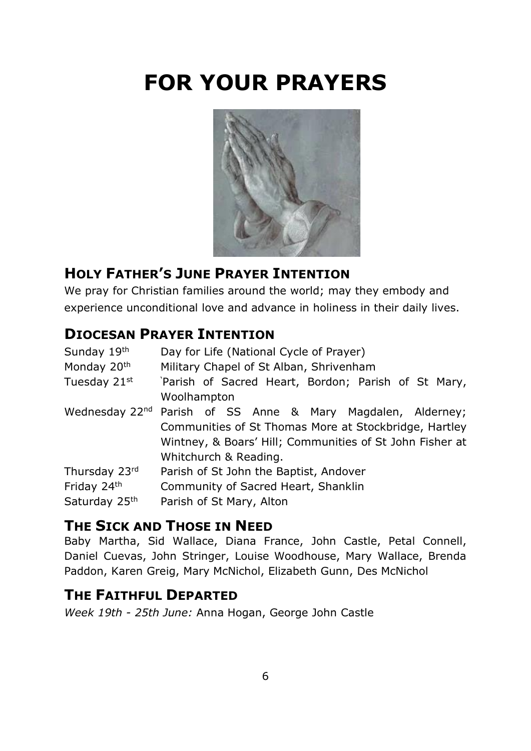# FOR YOUR PRAYERS

## HOLY FATHER'S JUNE PRAYER INTENTION

We pray for Christian families around the world; may they embody and experience unconditional love and advance in holiness in their daily lives.

## DIOCESAN PRAYER INTENTION

| | |
|---|---|
| Sunday 19th | Day for Life (National Cycle of Prayer) |
| Monday 20th | Military Chapel of St Alban, Shrivenham |
| Tuesday 21st | `Parish of Sacred Heart, Bordon; Parish of St Mary, Woolhampton |
| Wednesday 22nd | Parish of SS Anne & Mary Magdalen, Alderney; Communities of St Thomas More at Stockbridge, Hartley Wintney, & Boars' Hill; Communities of St John Fisher at Whitchurch & Reading. |
| Thursday 23rd | Parish of St John the Baptist, Andover |
| Friday 24th | Community of Sacred Heart, Shanklin |
| Saturday 25th | Parish of St Mary, Alton |

## THE SICK AND THOSE IN NEED

Baby Martha, Sid Wallace, Diana France, John Castle, Petal Connell, Daniel Cuevas, John Stringer, Louise Woodhouse, Mary Wallace, Brenda Paddon, Karen Greig, Mary McNichol, Elizabeth Gunn, Des McNichol

## THE FAITHFUL DEPARTED

*Week 19th - 25th June:* Anna Hogan, George John Castle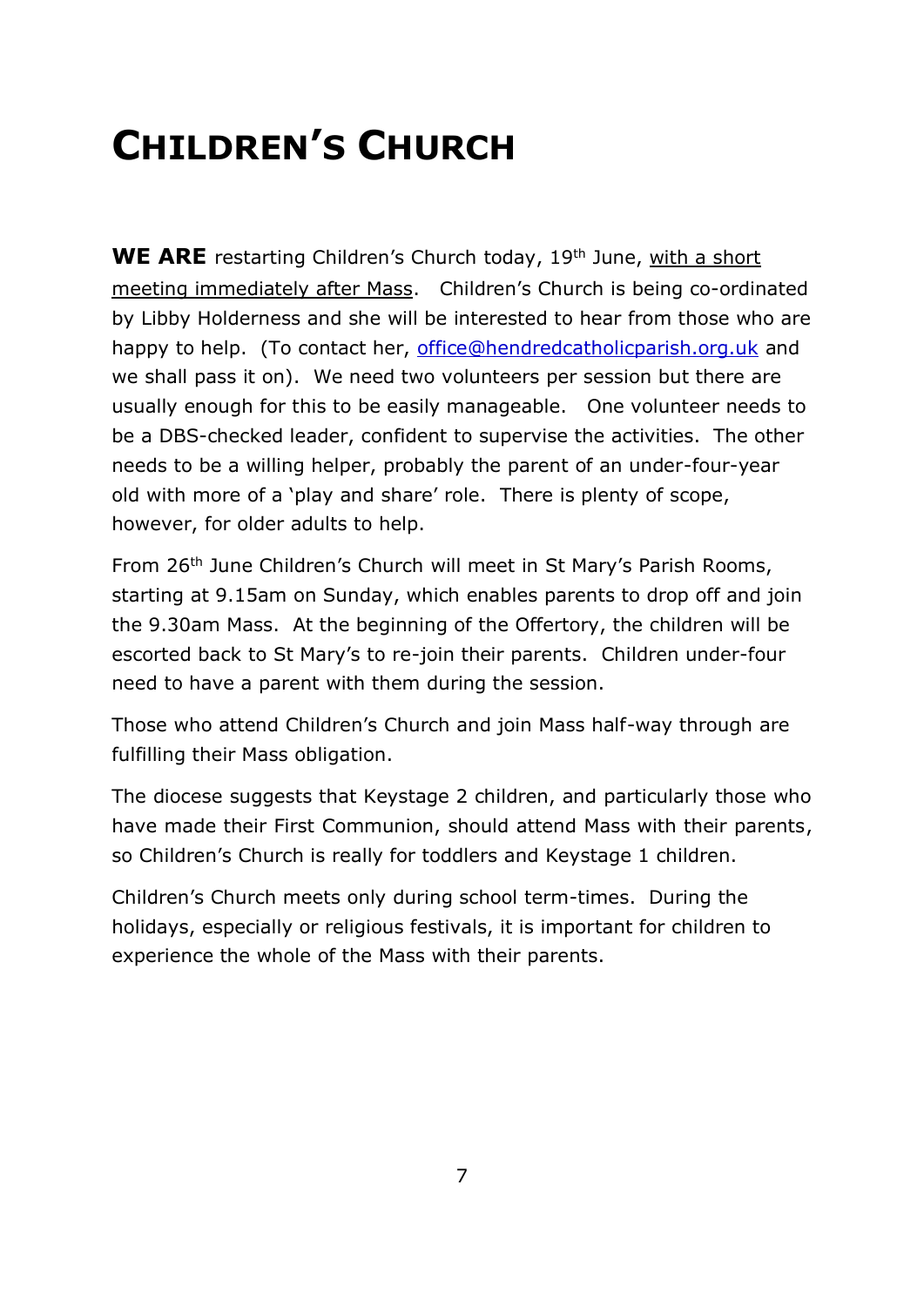# CHILDREN'S CHURCH

**WE ARE** restarting Children's Church today, 19th June, with a short meeting immediately after Mass. Children's Church is being co-ordinated by Libby Holderness and she will be interested to hear from those who are happy to help. (To contact her, office@hendredcatholicparish.org.uk and we shall pass it on). We need two volunteers per session but there are usually enough for this to be easily manageable. One volunteer needs to be a DBS-checked leader, confident to supervise the activities. The other needs to be a willing helper, probably the parent of an under-four-year old with more of a 'play and share' role. There is plenty of scope, however, for older adults to help.

From 26th June Children's Church will meet in St Mary's Parish Rooms, starting at 9.15am on Sunday, which enables parents to drop off and join the 9.30am Mass. At the beginning of the Offertory, the children will be escorted back to St Mary's to re-join their parents. Children under-four need to have a parent with them during the session.

Those who attend Children's Church and join Mass half-way through are fulfilling their Mass obligation.

The diocese suggests that Keystage 2 children, and particularly those who have made their First Communion, should attend Mass with their parents, so Children's Church is really for toddlers and Keystage 1 children.

Children's Church meets only during school term-times. During the holidays, especially or religious festivals, it is important for children to experience the whole of the Mass with their parents.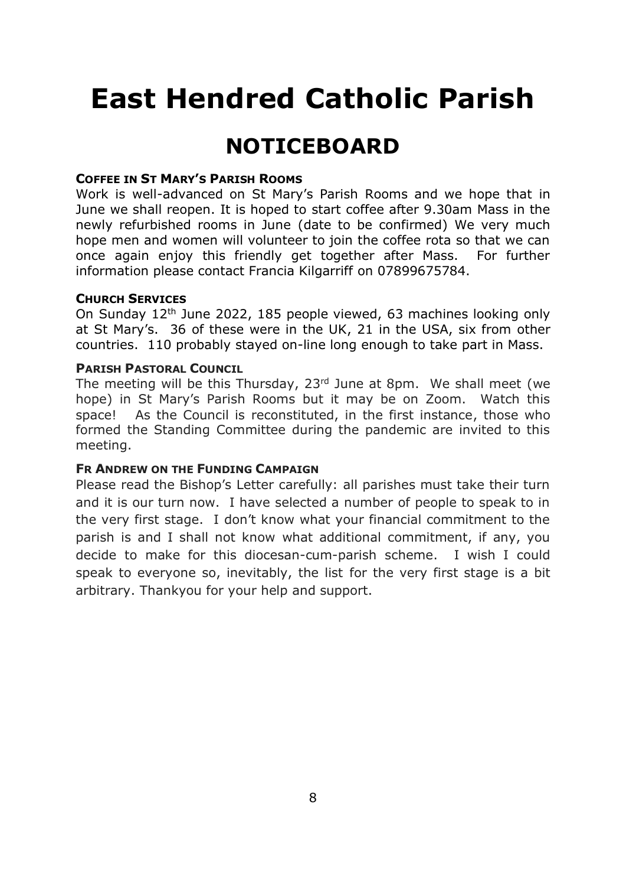# East Hendred Catholic Parish

## NOTICEBOARD

**COFFEE IN ST MARY'S PARISH ROOMS**

Work is well-advanced on St Mary's Parish Rooms and we hope that in June we shall reopen. It is hoped to start coffee after 9.30am Mass in the newly refurbished rooms in June (date to be confirmed) We very much hope men and women will volunteer to join the coffee rota so that we can once again enjoy this friendly get together after Mass. For further information please contact Francia Kilgarriff on 07899675784.

**CHURCH SERVICES**

On Sunday 12th June 2022, 185 people viewed, 63 machines looking only at St Mary's. 36 of these were in the UK, 21 in the USA, six from other countries. 110 probably stayed on-line long enough to take part in Mass.

**PARISH PASTORAL COUNCIL**

The meeting will be this Thursday, 23rd June at 8pm. We shall meet (we hope) in St Mary's Parish Rooms but it may be on Zoom. Watch this space! As the Council is reconstituted, in the first instance, those who formed the Standing Committee during the pandemic are invited to this meeting.

**FR ANDREW ON THE FUNDING CAMPAIGN**

Please read the Bishop's Letter carefully: all parishes must take their turn and it is our turn now. I have selected a number of people to speak to in the very first stage. I don't know what your financial commitment to the parish is and I shall not know what additional commitment, if any, you decide to make for this diocesan-cum-parish scheme. I wish I could speak to everyone so, inevitably, the list for the very first stage is a bit arbitrary. Thankyou for your help and support.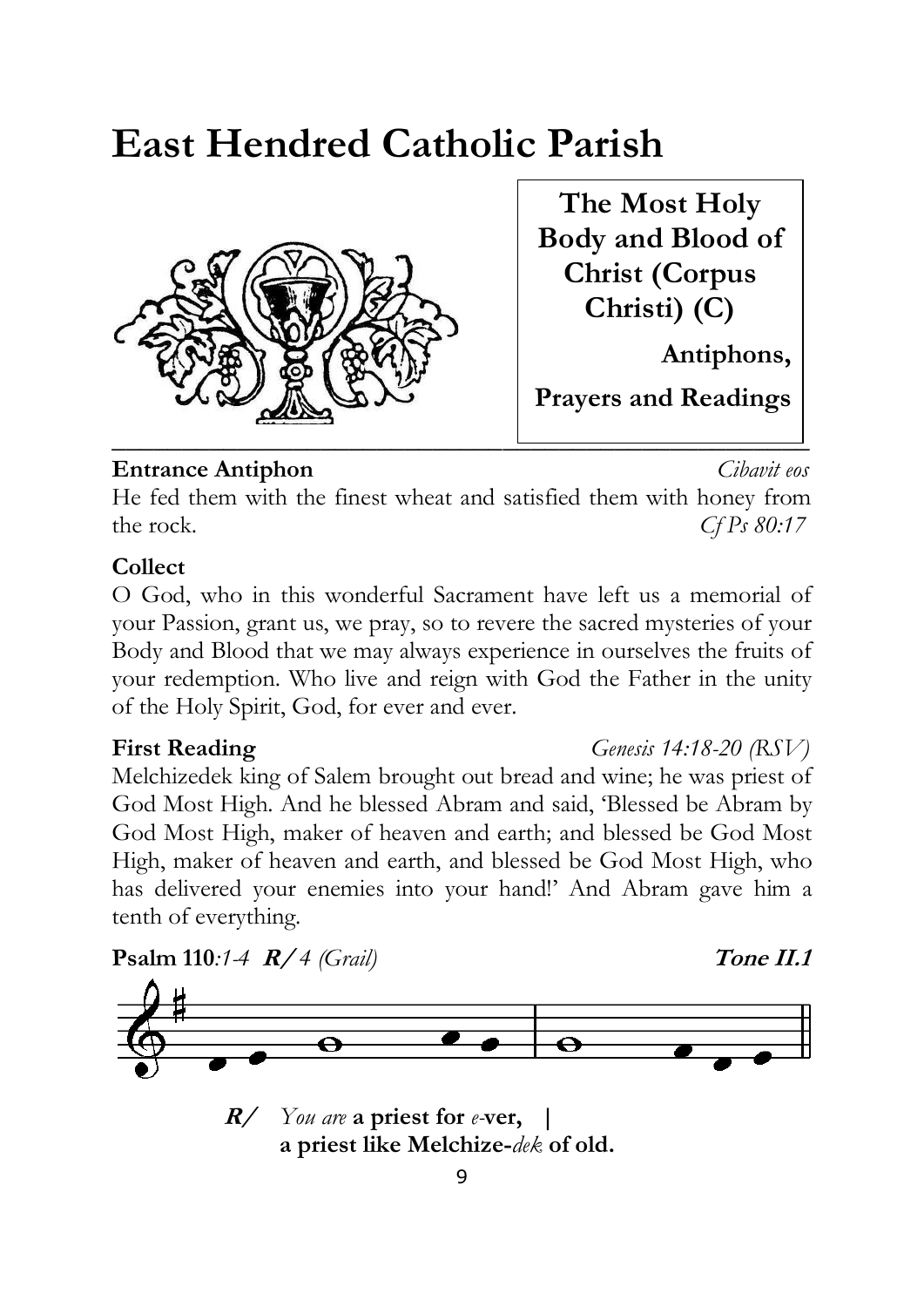# East Hendred Catholic Parish

**The Most Holy Body and Blood of Christ (Corpus Christi) (C)**

**Antiphons,**

**Prayers and Readings**

**Entrance Antiphon** *Cibavit eos*

He fed them with the finest wheat and satisfied them with honey from the rock. *Cf Ps 80:17*

**Collect**

O God, who in this wonderful Sacrament have left us a memorial of your Passion, grant us, we pray, so to revere the sacred mysteries of your Body and Blood that we may always experience in ourselves the fruits of your redemption. Who live and reign with God the Father in the unity of the Holy Spirit, God, for ever and ever.

**First Reading** *Genesis 14:18-20 (RSV)*

Melchizedek king of Salem brought out bread and wine; he was priest of God Most High. And he blessed Abram and said, 'Blessed be Abram by God Most High, maker of heaven and earth; and blessed be God Most High, maker of heaven and earth, and blessed be God Most High, who has delivered your enemies into your hand!' And Abram gave him a tenth of everything.

**Psalm 110***:1-4* ***R/*** *4 (Grail)* ***Tone II.1***

***R/*** *You are* **a priest for** *e-***ver,** |
**a priest like Melchize-***dek* **of old.**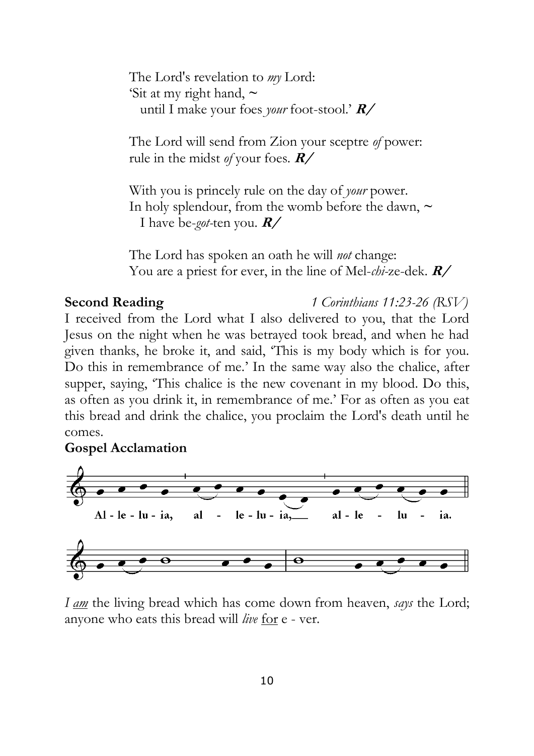The Lord's revelation to *my* Lord:
'Sit at my right hand, ~
  until I make your foes *your* foot-stool.' ***R/***

The Lord will send from Zion your sceptre *of* power:
rule in the midst *of* your foes. ***R/***

With you is princely rule on the day of *your* power.
In holy splendour, from the womb before the dawn, ~
  I have be-*got*-ten you. ***R/***

The Lord has spoken an oath he will *not* change:
You are a priest for ever, in the line of Mel-*chi*-ze-dek. ***R/***

**Second Reading** *1 Corinthians 11:23-26 (RSV)*

I received from the Lord what I also delivered to you, that the Lord Jesus on the night when he was betrayed took bread, and when he had given thanks, he broke it, and said, 'This is my body which is for you. Do this in remembrance of me.' In the same way also the chalice, after supper, saying, 'This chalice is the new covenant in my blood. Do this, as often as you drink it, in remembrance of me.' For as often as you eat this bread and drink the chalice, you proclaim the Lord's death until he comes.

**Gospel Acclamation**

Al - le - lu - ia, al - le - lu - ia, al - le - lu - ia.

*I <u>am</u>* the living bread which has come down from heaven, *says* the Lord; anyone who eats this bread will *live* <u>for</u> e - ver.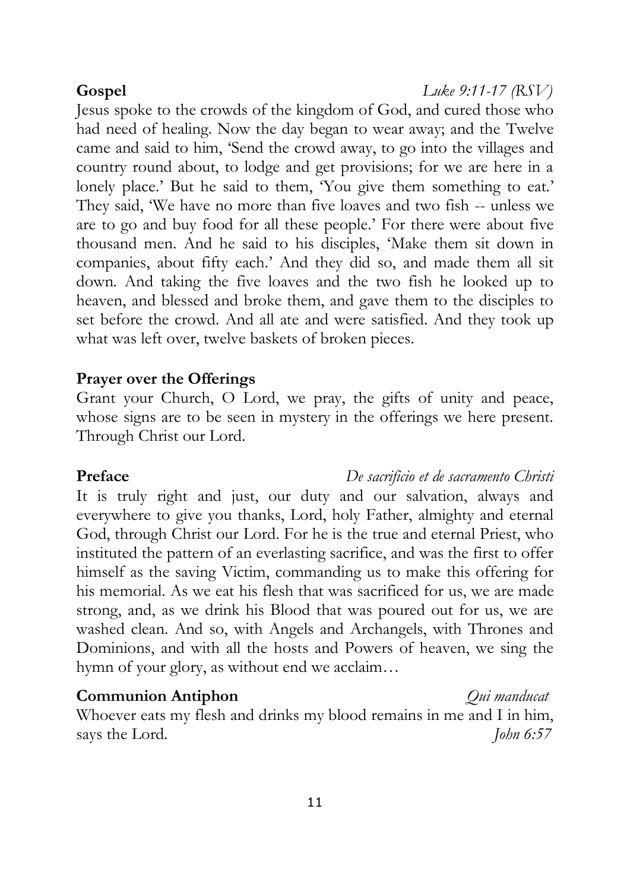**Gospel** *Luke 9:11-17 (RSV)*

Jesus spoke to the crowds of the kingdom of God, and cured those who had need of healing. Now the day began to wear away; and the Twelve came and said to him, 'Send the crowd away, to go into the villages and country round about, to lodge and get provisions; for we are here in a lonely place.' But he said to them, 'You give them something to eat.' They said, 'We have no more than five loaves and two fish -- unless we are to go and buy food for all these people.' For there were about five thousand men. And he said to his disciples, 'Make them sit down in companies, about fifty each.' And they did so, and made them all sit down. And taking the five loaves and the two fish he looked up to heaven, and blessed and broke them, and gave them to the disciples to set before the crowd. And all ate and were satisfied. And they took up what was left over, twelve baskets of broken pieces.

**Prayer over the Offerings**

Grant your Church, O Lord, we pray, the gifts of unity and peace, whose signs are to be seen in mystery in the offerings we here present. Through Christ our Lord.

**Preface** *De sacrificio et de sacramento Christi*

It is truly right and just, our duty and our salvation, always and everywhere to give you thanks, Lord, holy Father, almighty and eternal God, through Christ our Lord. For he is the true and eternal Priest, who instituted the pattern of an everlasting sacrifice, and was the first to offer himself as the saving Victim, commanding us to make this offering for his memorial. As we eat his flesh that was sacrificed for us, we are made strong, and, as we drink his Blood that was poured out for us, we are washed clean. And so, with Angels and Archangels, with Thrones and Dominions, and with all the hosts and Powers of heaven, we sing the hymn of your glory, as without end we acclaim…

**Communion Antiphon** *Qui manducat*

Whoever eats my flesh and drinks my blood remains in me and I in him, says the Lord. *John 6:57*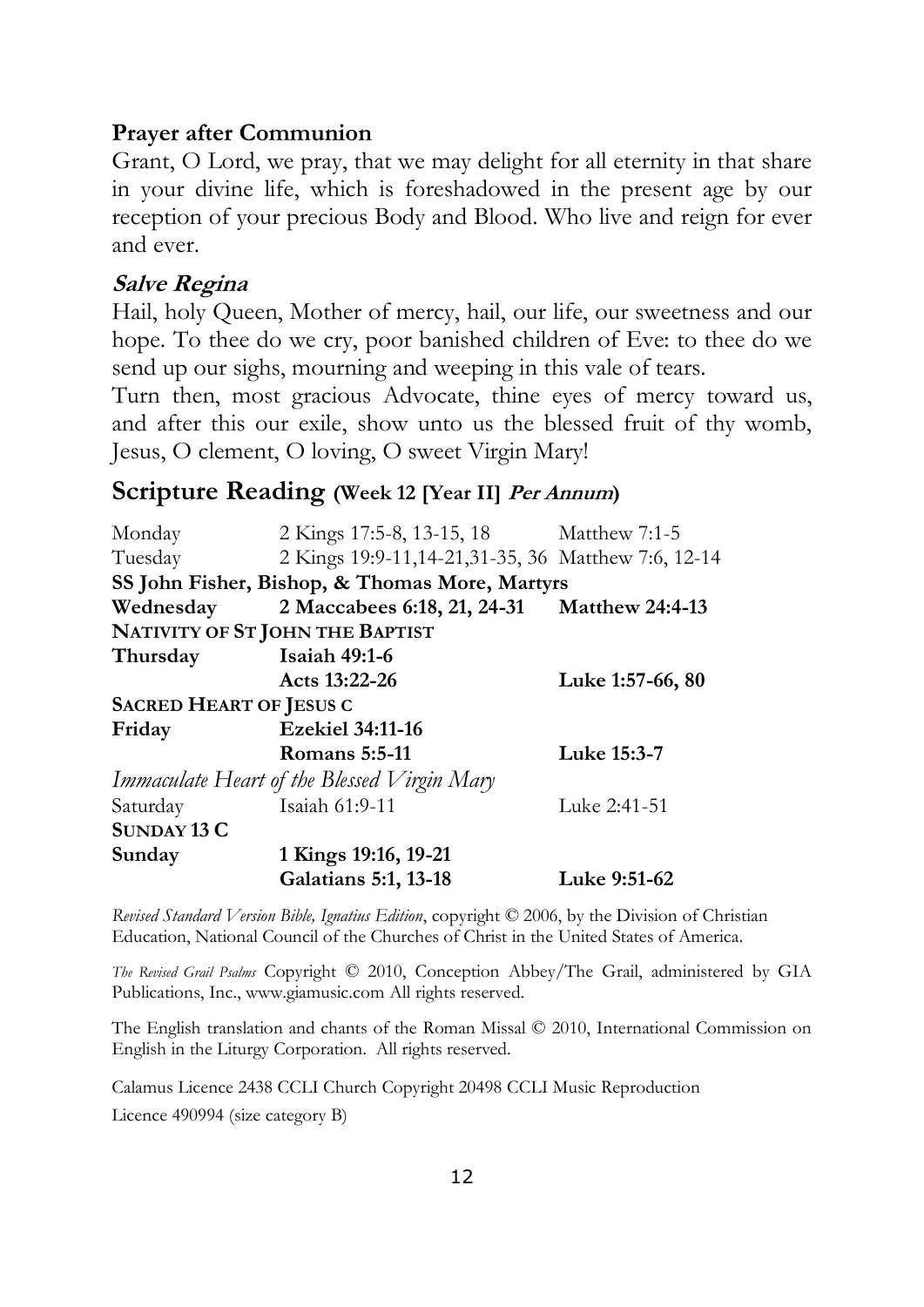**Prayer after Communion**

Grant, O Lord, we pray, that we may delight for all eternity in that share in your divine life, which is foreshadowed in the present age by our reception of your precious Body and Blood. Who live and reign for ever and ever.

***Salve Regina***

Hail, holy Queen, Mother of mercy, hail, our life, our sweetness and our hope. To thee do we cry, poor banished children of Eve: to thee do we send up our sighs, mourning and weeping in this vale of tears.

Turn then, most gracious Advocate, thine eyes of mercy toward us, and after this our exile, show unto us the blessed fruit of thy womb, Jesus, O clement, O loving, O sweet Virgin Mary!

## Scripture Reading (Week 12 [Year II] *Per Annum*)

| | | |
|---|---|---|
| Monday | 2 Kings 17:5-8, 13-15, 18 | Matthew 7:1-5 |
| Tuesday | 2 Kings 19:9-11,14-21,31-35, 36 | Matthew 7:6, 12-14 |
| **SS John Fisher, Bishop, & Thomas More, Martyrs** | | |
| **Wednesday** | **2 Maccabees 6:18, 21, 24-31** | **Matthew 24:4-13** |
| **NATIVITY OF ST JOHN THE BAPTIST** | | |
| **Thursday** | **Isaiah 49:1-6** | |
| | **Acts 13:22-26** | **Luke 1:57-66, 80** |
| **SACRED HEART OF JESUS C** | | |
| **Friday** | **Ezekiel 34:11-16** | |
| | **Romans 5:5-11** | **Luke 15:3-7** |
| *Immaculate Heart of the Blessed Virgin Mary* | | |
| Saturday | Isaiah 61:9-11 | Luke 2:41-51 |
| **SUNDAY 13 C** | | |
| **Sunday** | **1 Kings 19:16, 19-21** | |
| | **Galatians 5:1, 13-18** | **Luke 9:51-62** |

*Revised Standard Version Bible, Ignatius Edition*, copyright © 2006, by the Division of Christian Education, National Council of the Churches of Christ in the United States of America.

*The Revised Grail Psalms* Copyright © 2010, Conception Abbey/The Grail, administered by GIA Publications, Inc., www.giamusic.com All rights reserved.

The English translation and chants of the Roman Missal © 2010, International Commission on English in the Liturgy Corporation. All rights reserved.

Calamus Licence 2438 CCLI Church Copyright 20498 CCLI Music Reproduction Licence 490994 (size category B)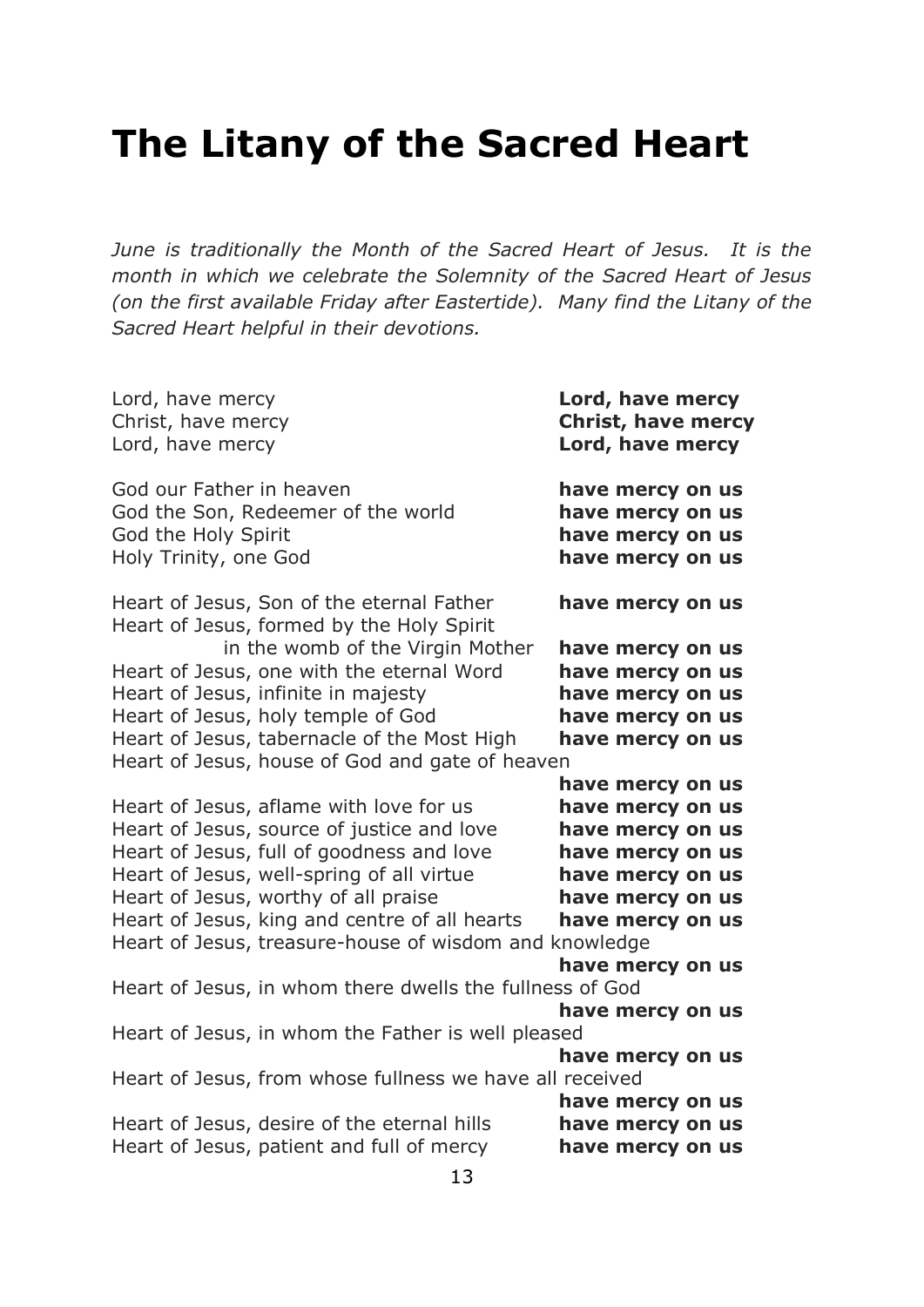# The Litany of the Sacred Heart

*June is traditionally the Month of the Sacred Heart of Jesus. It is the month in which we celebrate the Solemnity of the Sacred Heart of Jesus (on the first available Friday after Eastertide). Many find the Litany of the Sacred Heart helpful in their devotions.*

Lord, have mercy **Lord, have mercy**
Christ, have mercy **Christ, have mercy**
Lord, have mercy **Lord, have mercy**

God our Father in heaven **have mercy on us**
God the Son, Redeemer of the world **have mercy on us**
God the Holy Spirit **have mercy on us**
Holy Trinity, one God **have mercy on us**

Heart of Jesus, Son of the eternal Father **have mercy on us**
Heart of Jesus, formed by the Holy Spirit in the womb of the Virgin Mother **have mercy on us**
Heart of Jesus, one with the eternal Word **have mercy on us**
Heart of Jesus, infinite in majesty **have mercy on us**
Heart of Jesus, holy temple of God **have mercy on us**
Heart of Jesus, tabernacle of the Most High **have mercy on us**
Heart of Jesus, house of God and gate of heaven **have mercy on us**
Heart of Jesus, aflame with love for us **have mercy on us**
Heart of Jesus, source of justice and love **have mercy on us**
Heart of Jesus, full of goodness and love **have mercy on us**
Heart of Jesus, well-spring of all virtue **have mercy on us**
Heart of Jesus, worthy of all praise **have mercy on us**
Heart of Jesus, king and centre of all hearts **have mercy on us**
Heart of Jesus, treasure-house of wisdom and knowledge **have mercy on us**
Heart of Jesus, in whom there dwells the fullness of God **have mercy on us**
Heart of Jesus, in whom the Father is well pleased **have mercy on us**
Heart of Jesus, from whose fullness we have all received **have mercy on us**
Heart of Jesus, desire of the eternal hills **have mercy on us**
Heart of Jesus, patient and full of mercy **have mercy on us**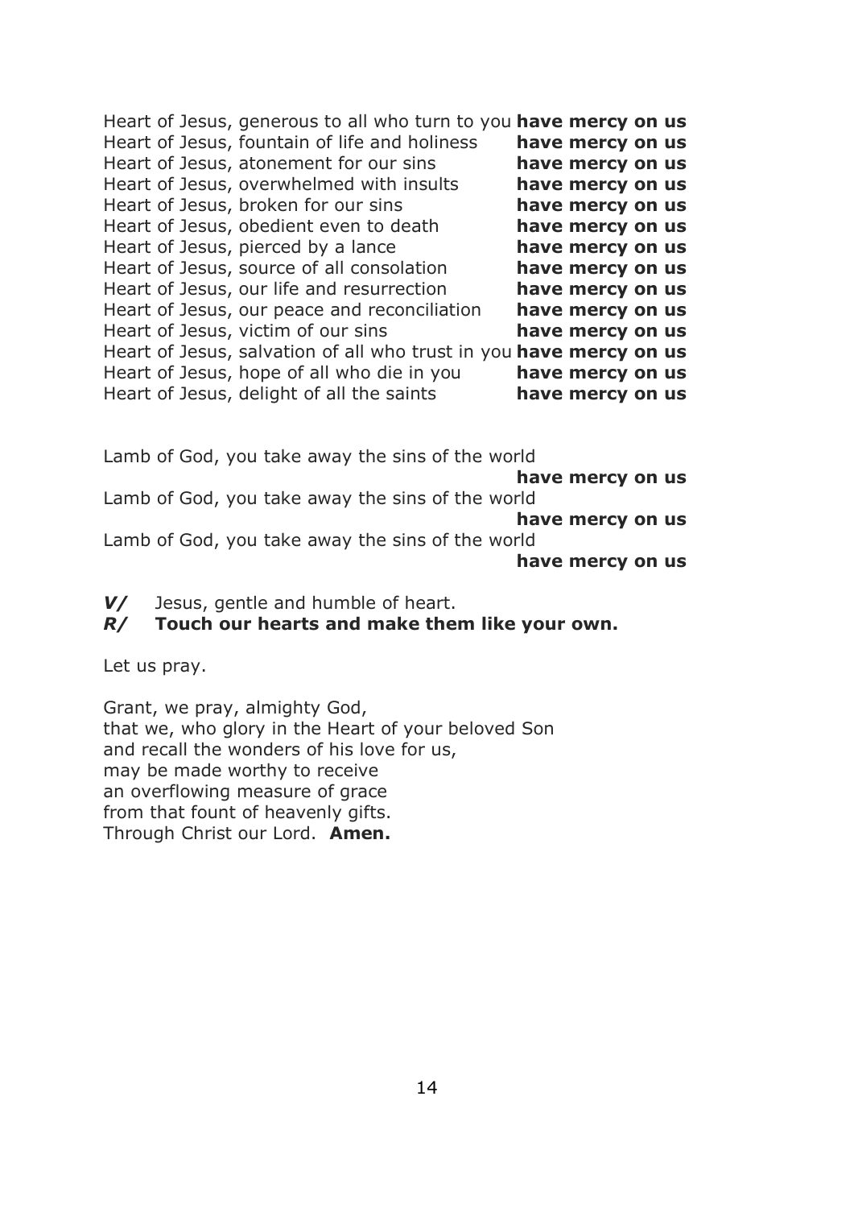Heart of Jesus, generous to all who turn to you **have mercy on us**
Heart of Jesus, fountain of life and holiness **have mercy on us**
Heart of Jesus, atonement for our sins **have mercy on us**
Heart of Jesus, overwhelmed with insults **have mercy on us**
Heart of Jesus, broken for our sins **have mercy on us**
Heart of Jesus, obedient even to death **have mercy on us**
Heart of Jesus, pierced by a lance **have mercy on us**
Heart of Jesus, source of all consolation **have mercy on us**
Heart of Jesus, our life and resurrection **have mercy on us**
Heart of Jesus, our peace and reconciliation **have mercy on us**
Heart of Jesus, victim of our sins **have mercy on us**
Heart of Jesus, salvation of all who trust in you **have mercy on us**
Heart of Jesus, hope of all who die in you **have mercy on us**
Heart of Jesus, delight of all the saints **have mercy on us**

Lamb of God, you take away the sins of the world
**have mercy on us**
Lamb of God, you take away the sins of the world
**have mercy on us**
Lamb of God, you take away the sins of the world
**have mercy on us**

***V/*** Jesus, gentle and humble of heart.
***R/*** **Touch our hearts and make them like your own.**

Let us pray.

Grant, we pray, almighty God,
that we, who glory in the Heart of your beloved Son
and recall the wonders of his love for us,
may be made worthy to receive
an overflowing measure of grace
from that fount of heavenly gifts.
Through Christ our Lord. **Amen.**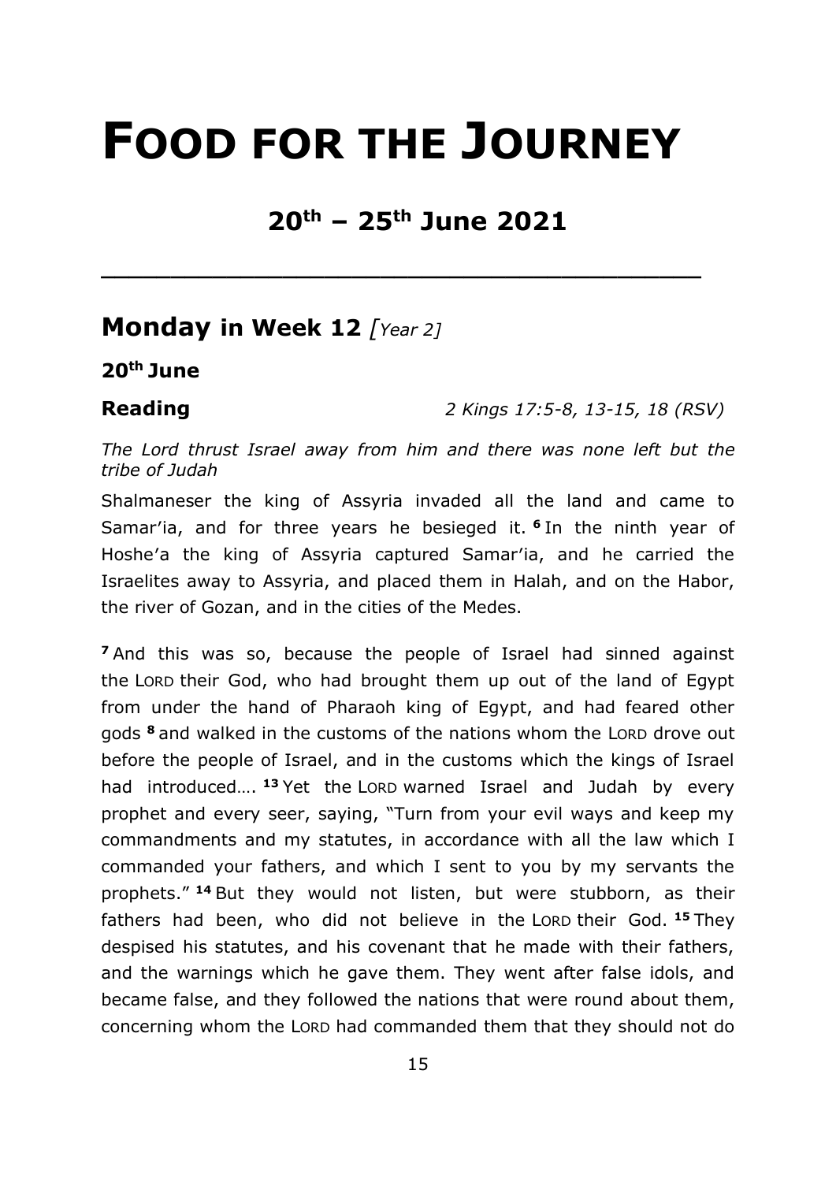# FOOD FOR THE JOURNEY

## 20th – 25th June 2021

---

## Monday in Week 12 *[Year 2]*

### 20th June

**Reading** *2 Kings 17:5-8, 13-15, 18 (RSV)*

*The Lord thrust Israel away from him and there was none left but the tribe of Judah*

Shalmaneser the king of Assyria invaded all the land and came to Samar'ia, and for three years he besieged it. **6** In the ninth year of Hoshe'a the king of Assyria captured Samar'ia, and he carried the Israelites away to Assyria, and placed them in Halah, and on the Habor, the river of Gozan, and in the cities of the Medes.

**7** And this was so, because the people of Israel had sinned against the LORD their God, who had brought them up out of the land of Egypt from under the hand of Pharaoh king of Egypt, and had feared other gods **8** and walked in the customs of the nations whom the LORD drove out before the people of Israel, and in the customs which the kings of Israel had introduced…. **13** Yet the LORD warned Israel and Judah by every prophet and every seer, saying, "Turn from your evil ways and keep my commandments and my statutes, in accordance with all the law which I commanded your fathers, and which I sent to you by my servants the prophets." **14** But they would not listen, but were stubborn, as their fathers had been, who did not believe in the LORD their God. **15** They despised his statutes, and his covenant that he made with their fathers, and the warnings which he gave them. They went after false idols, and became false, and they followed the nations that were round about them, concerning whom the LORD had commanded them that they should not do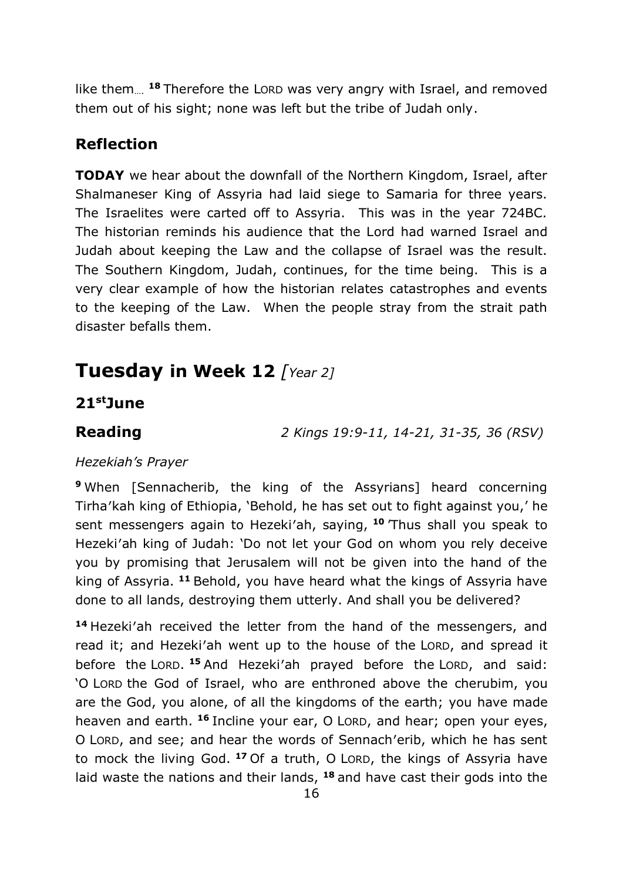like them…. [18] Therefore the LORD was very angry with Israel, and removed them out of his sight; none was left but the tribe of Judah only.

## Reflection

**TODAY** we hear about the downfall of the Northern Kingdom, Israel, after Shalmaneser King of Assyria had laid siege to Samaria for three years. The Israelites were carted off to Assyria. This was in the year 724BC. The historian reminds his audience that the Lord had warned Israel and Judah about keeping the Law and the collapse of Israel was the result. The Southern Kingdom, Judah, continues, for the time being. This is a very clear example of how the historian relates catastrophes and events to the keeping of the Law. When the people stray from the strait path disaster befalls them.

# Tuesday in Week 12 *[Year 2]*

## 21st June

**Reading** *2 Kings 19:9-11, 14-21, 31-35, 36 (RSV)*

*Hezekiah's Prayer*

[9] When [Sennacherib, the king of the Assyrians] heard concerning Tirha'kah king of Ethiopia, 'Behold, he has set out to fight against you,' he sent messengers again to Hezeki'ah, saying, [10] 'Thus shall you speak to Hezeki'ah king of Judah: 'Do not let your God on whom you rely deceive you by promising that Jerusalem will not be given into the hand of the king of Assyria. [11] Behold, you have heard what the kings of Assyria have done to all lands, destroying them utterly. And shall you be delivered?

[14] Hezeki'ah received the letter from the hand of the messengers, and read it; and Hezeki'ah went up to the house of the LORD, and spread it before the LORD. [15] And Hezeki'ah prayed before the LORD, and said: 'O LORD the God of Israel, who are enthroned above the cherubim, you are the God, you alone, of all the kingdoms of the earth; you have made heaven and earth. [16] Incline your ear, O LORD, and hear; open your eyes, O LORD, and see; and hear the words of Sennach'erib, which he has sent to mock the living God. [17] Of a truth, O LORD, the kings of Assyria have laid waste the nations and their lands, [18] and have cast their gods into the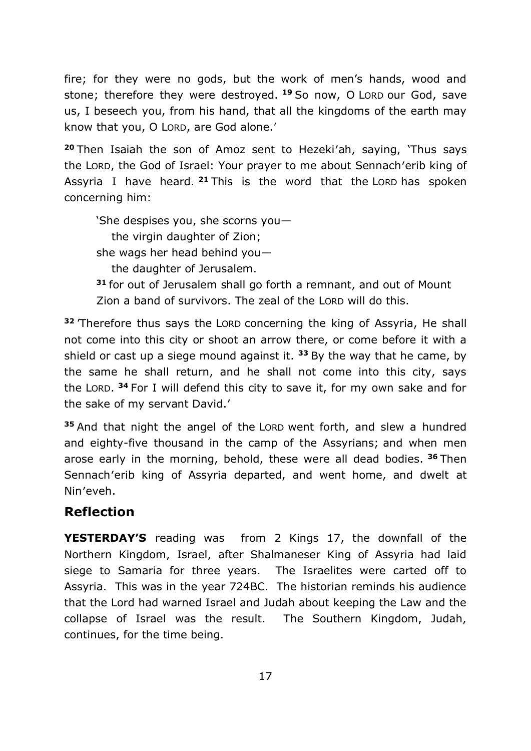fire; for they were no gods, but the work of men's hands, wood and stone; therefore they were destroyed. **19** So now, O LORD our God, save us, I beseech you, from his hand, that all the kingdoms of the earth may know that you, O LORD, are God alone.'

**20** Then Isaiah the son of Amoz sent to Hezeki'ah, saying, 'Thus says the LORD, the God of Israel: Your prayer to me about Sennach'erib king of Assyria I have heard. **21** This is the word that the LORD has spoken concerning him:

> 'She despises you, she scorns you—
>   the virgin daughter of Zion;
> she wags her head behind you—
>   the daughter of Jerusalem.
> **31** for out of Jerusalem shall go forth a remnant, and out of Mount Zion a band of survivors. The zeal of the LORD will do this.

**32** 'Therefore thus says the LORD concerning the king of Assyria, He shall not come into this city or shoot an arrow there, or come before it with a shield or cast up a siege mound against it. **33** By the way that he came, by the same he shall return, and he shall not come into this city, says the LORD. **34** For I will defend this city to save it, for my own sake and for the sake of my servant David.'

**35** And that night the angel of the LORD went forth, and slew a hundred and eighty-five thousand in the camp of the Assyrians; and when men arose early in the morning, behold, these were all dead bodies. **36** Then Sennach'erib king of Assyria departed, and went home, and dwelt at Nin'eveh.

## Reflection

**YESTERDAY'S** reading was from 2 Kings 17, the downfall of the Northern Kingdom, Israel, after Shalmaneser King of Assyria had laid siege to Samaria for three years. The Israelites were carted off to Assyria. This was in the year 724BC. The historian reminds his audience that the Lord had warned Israel and Judah about keeping the Law and the collapse of Israel was the result. The Southern Kingdom, Judah, continues, for the time being.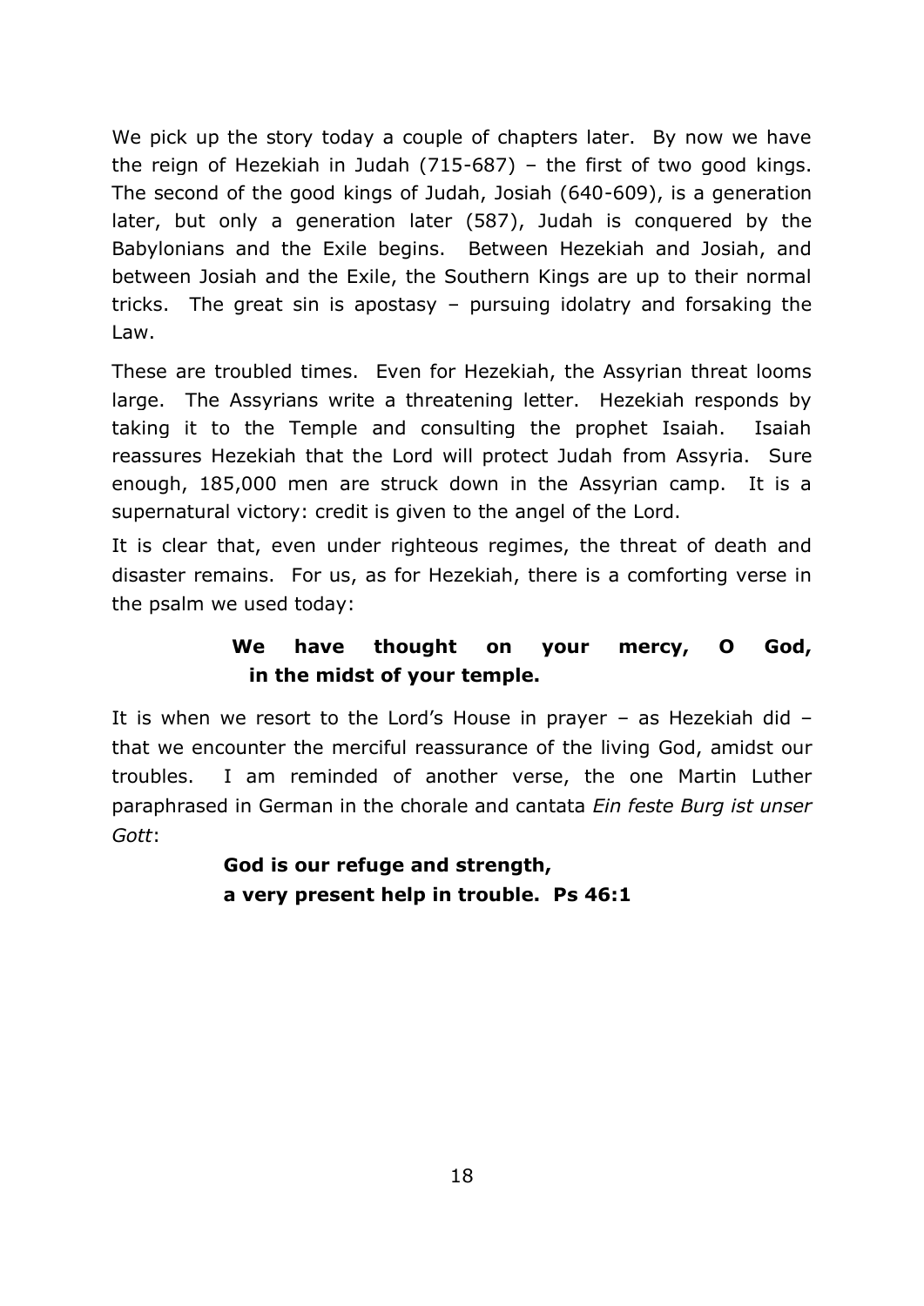We pick up the story today a couple of chapters later. By now we have the reign of Hezekiah in Judah (715-687) – the first of two good kings. The second of the good kings of Judah, Josiah (640-609), is a generation later, but only a generation later (587), Judah is conquered by the Babylonians and the Exile begins. Between Hezekiah and Josiah, and between Josiah and the Exile, the Southern Kings are up to their normal tricks. The great sin is apostasy – pursuing idolatry and forsaking the Law.

These are troubled times. Even for Hezekiah, the Assyrian threat looms large. The Assyrians write a threatening letter. Hezekiah responds by taking it to the Temple and consulting the prophet Isaiah. Isaiah reassures Hezekiah that the Lord will protect Judah from Assyria. Sure enough, 185,000 men are struck down in the Assyrian camp. It is a supernatural victory: credit is given to the angel of the Lord.

It is clear that, even under righteous regimes, the threat of death and disaster remains. For us, as for Hezekiah, there is a comforting verse in the psalm we used today:

> **We have thought on your mercy, O God,**
> **in the midst of your temple.**

It is when we resort to the Lord's House in prayer – as Hezekiah did – that we encounter the merciful reassurance of the living God, amidst our troubles. I am reminded of another verse, the one Martin Luther paraphrased in German in the chorale and cantata *Ein feste Burg ist unser Gott*:

> **God is our refuge and strength,**
> **a very present help in trouble. Ps 46:1**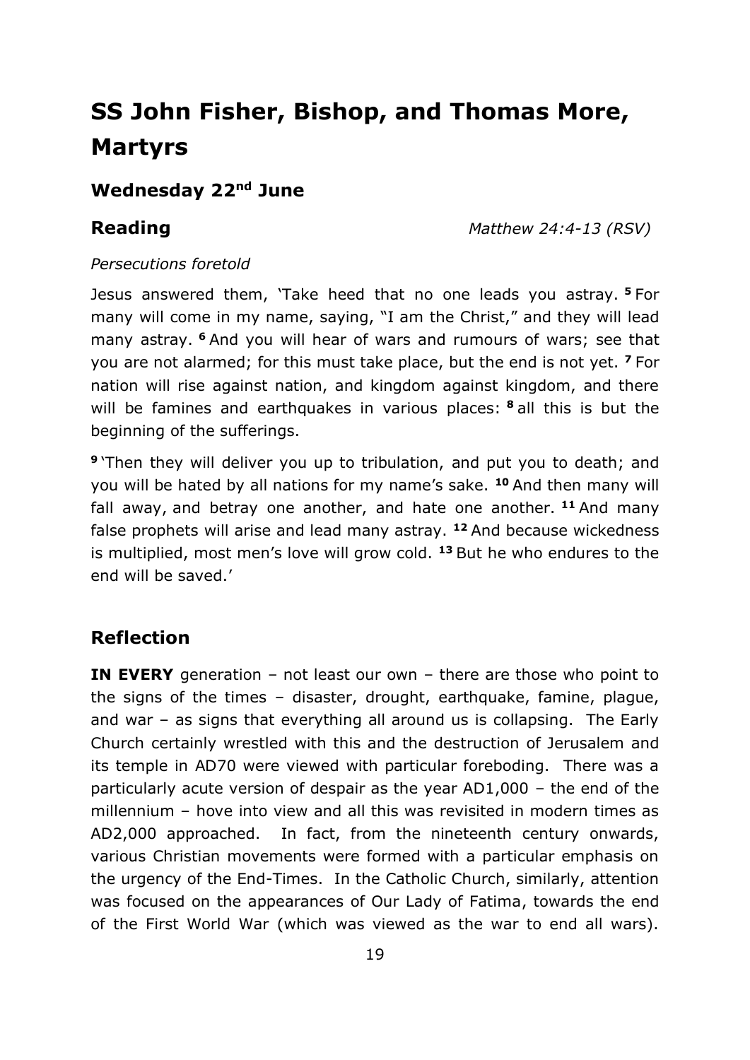# SS John Fisher, Bishop, and Thomas More, Martyrs

## Wednesday 22nd June

**Reading** *Matthew 24:4-13 (RSV)*

*Persecutions foretold*

Jesus answered them, 'Take heed that no one leads you astray. **5** For many will come in my name, saying, "I am the Christ," and they will lead many astray. **6** And you will hear of wars and rumours of wars; see that you are not alarmed; for this must take place, but the end is not yet. **7** For nation will rise against nation, and kingdom against kingdom, and there will be famines and earthquakes in various places: **8** all this is but the beginning of the sufferings.

**9** 'Then they will deliver you up to tribulation, and put you to death; and you will be hated by all nations for my name's sake. **10** And then many will fall away, and betray one another, and hate one another. **11** And many false prophets will arise and lead many astray. **12** And because wickedness is multiplied, most men's love will grow cold. **13** But he who endures to the end will be saved.'

## Reflection

**IN EVERY** generation – not least our own – there are those who point to the signs of the times – disaster, drought, earthquake, famine, plague, and war – as signs that everything all around us is collapsing. The Early Church certainly wrestled with this and the destruction of Jerusalem and its temple in AD70 were viewed with particular foreboding. There was a particularly acute version of despair as the year AD1,000 – the end of the millennium – hove into view and all this was revisited in modern times as AD2,000 approached. In fact, from the nineteenth century onwards, various Christian movements were formed with a particular emphasis on the urgency of the End-Times. In the Catholic Church, similarly, attention was focused on the appearances of Our Lady of Fatima, towards the end of the First World War (which was viewed as the war to end all wars).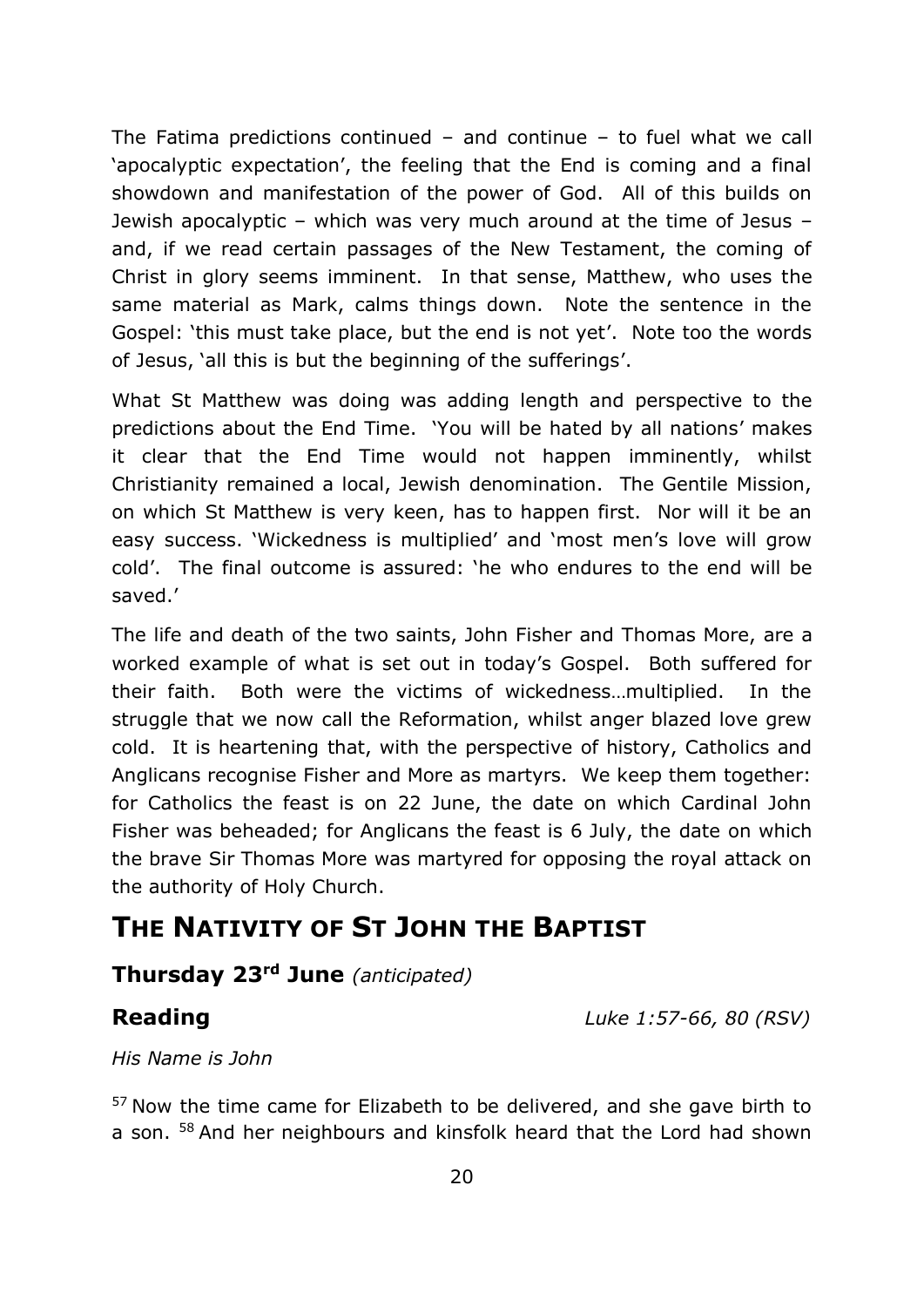The Fatima predictions continued – and continue – to fuel what we call 'apocalyptic expectation', the feeling that the End is coming and a final showdown and manifestation of the power of God. All of this builds on Jewish apocalyptic – which was very much around at the time of Jesus – and, if we read certain passages of the New Testament, the coming of Christ in glory seems imminent. In that sense, Matthew, who uses the same material as Mark, calms things down. Note the sentence in the Gospel: 'this must take place, but the end is not yet'. Note too the words of Jesus, 'all this is but the beginning of the sufferings'.

What St Matthew was doing was adding length and perspective to the predictions about the End Time. 'You will be hated by all nations' makes it clear that the End Time would not happen imminently, whilst Christianity remained a local, Jewish denomination. The Gentile Mission, on which St Matthew is very keen, has to happen first. Nor will it be an easy success. 'Wickedness is multiplied' and 'most men's love will grow cold'. The final outcome is assured: 'he who endures to the end will be saved.'

The life and death of the two saints, John Fisher and Thomas More, are a worked example of what is set out in today's Gospel. Both suffered for their faith. Both were the victims of wickedness…multiplied. In the struggle that we now call the Reformation, whilst anger blazed love grew cold. It is heartening that, with the perspective of history, Catholics and Anglicans recognise Fisher and More as martyrs. We keep them together: for Catholics the feast is on 22 June, the date on which Cardinal John Fisher was beheaded; for Anglicans the feast is 6 July, the date on which the brave Sir Thomas More was martyred for opposing the royal attack on the authority of Holy Church.

# THE NATIVITY OF ST JOHN THE BAPTIST

**Thursday 23rd June** *(anticipated)*

**Reading** *Luke 1:57-66, 80 (RSV)*

*His Name is John*

57 Now the time came for Elizabeth to be delivered, and she gave birth to a son. 58 And her neighbours and kinsfolk heard that the Lord had shown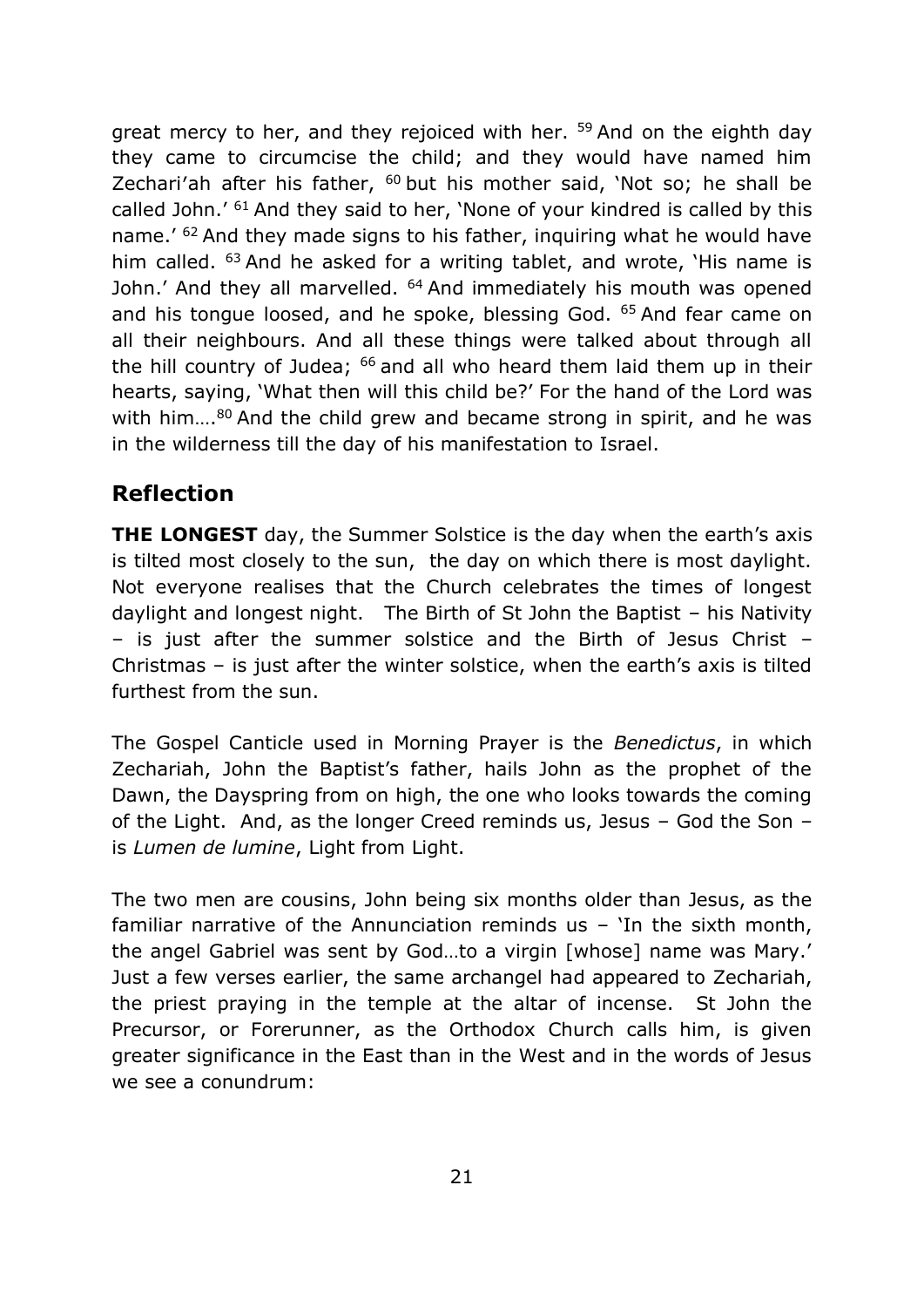great mercy to her, and they rejoiced with her. [59] And on the eighth day they came to circumcise the child; and they would have named him Zechari'ah after his father, [60] but his mother said, 'Not so; he shall be called John.' [61] And they said to her, 'None of your kindred is called by this name.' [62] And they made signs to his father, inquiring what he would have him called. [63] And he asked for a writing tablet, and wrote, 'His name is John.' And they all marvelled. [64] And immediately his mouth was opened and his tongue loosed, and he spoke, blessing God. [65] And fear came on all their neighbours. And all these things were talked about through all the hill country of Judea; [66] and all who heard them laid them up in their hearts, saying, 'What then will this child be?' For the hand of the Lord was with him….[80] And the child grew and became strong in spirit, and he was in the wilderness till the day of his manifestation to Israel.

## Reflection

**THE LONGEST** day, the Summer Solstice is the day when the earth's axis is tilted most closely to the sun, the day on which there is most daylight. Not everyone realises that the Church celebrates the times of longest daylight and longest night. The Birth of St John the Baptist – his Nativity – is just after the summer solstice and the Birth of Jesus Christ – Christmas – is just after the winter solstice, when the earth's axis is tilted furthest from the sun.

The Gospel Canticle used in Morning Prayer is the *Benedictus*, in which Zechariah, John the Baptist's father, hails John as the prophet of the Dawn, the Dayspring from on high, the one who looks towards the coming of the Light. And, as the longer Creed reminds us, Jesus – God the Son – is *Lumen de lumine*, Light from Light.

The two men are cousins, John being six months older than Jesus, as the familiar narrative of the Annunciation reminds us – 'In the sixth month, the angel Gabriel was sent by God…to a virgin [whose] name was Mary.' Just a few verses earlier, the same archangel had appeared to Zechariah, the priest praying in the temple at the altar of incense. St John the Precursor, or Forerunner, as the Orthodox Church calls him, is given greater significance in the East than in the West and in the words of Jesus we see a conundrum: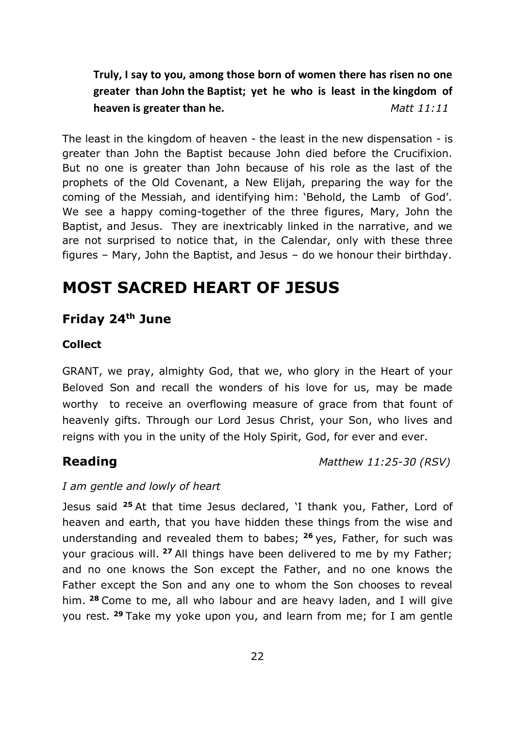**Truly, I say to you, among those born of women there has risen no one greater than John the Baptist; yet he who is least in the kingdom of heaven is greater than he.** *Matt 11:11*

The least in the kingdom of heaven - the least in the new dispensation - is greater than John the Baptist because John died before the Crucifixion. But no one is greater than John because of his role as the last of the prophets of the Old Covenant, a New Elijah, preparing the way for the coming of the Messiah, and identifying him: 'Behold, the Lamb of God'. We see a happy coming-together of the three figures, Mary, John the Baptist, and Jesus. They are inextricably linked in the narrative, and we are not surprised to notice that, in the Calendar, only with these three figures – Mary, John the Baptist, and Jesus – do we honour their birthday.

# MOST SACRED HEART OF JESUS

## Friday 24th June

### Collect

GRANT, we pray, almighty God, that we, who glory in the Heart of your Beloved Son and recall the wonders of his love for us, may be made worthy to receive an overflowing measure of grace from that fount of heavenly gifts. Through our Lord Jesus Christ, your Son, who lives and reigns with you in the unity of the Holy Spirit, God, for ever and ever.

## Reading *Matthew 11:25-30 (RSV)*

*I am gentle and lowly of heart*

Jesus said **25** At that time Jesus declared, 'I thank you, Father, Lord of heaven and earth, that you have hidden these things from the wise and understanding and revealed them to babes; **26** yes, Father, for such was your gracious will. **27** All things have been delivered to me by my Father; and no one knows the Son except the Father, and no one knows the Father except the Son and any one to whom the Son chooses to reveal him. **28** Come to me, all who labour and are heavy laden, and I will give you rest. **29** Take my yoke upon you, and learn from me; for I am gentle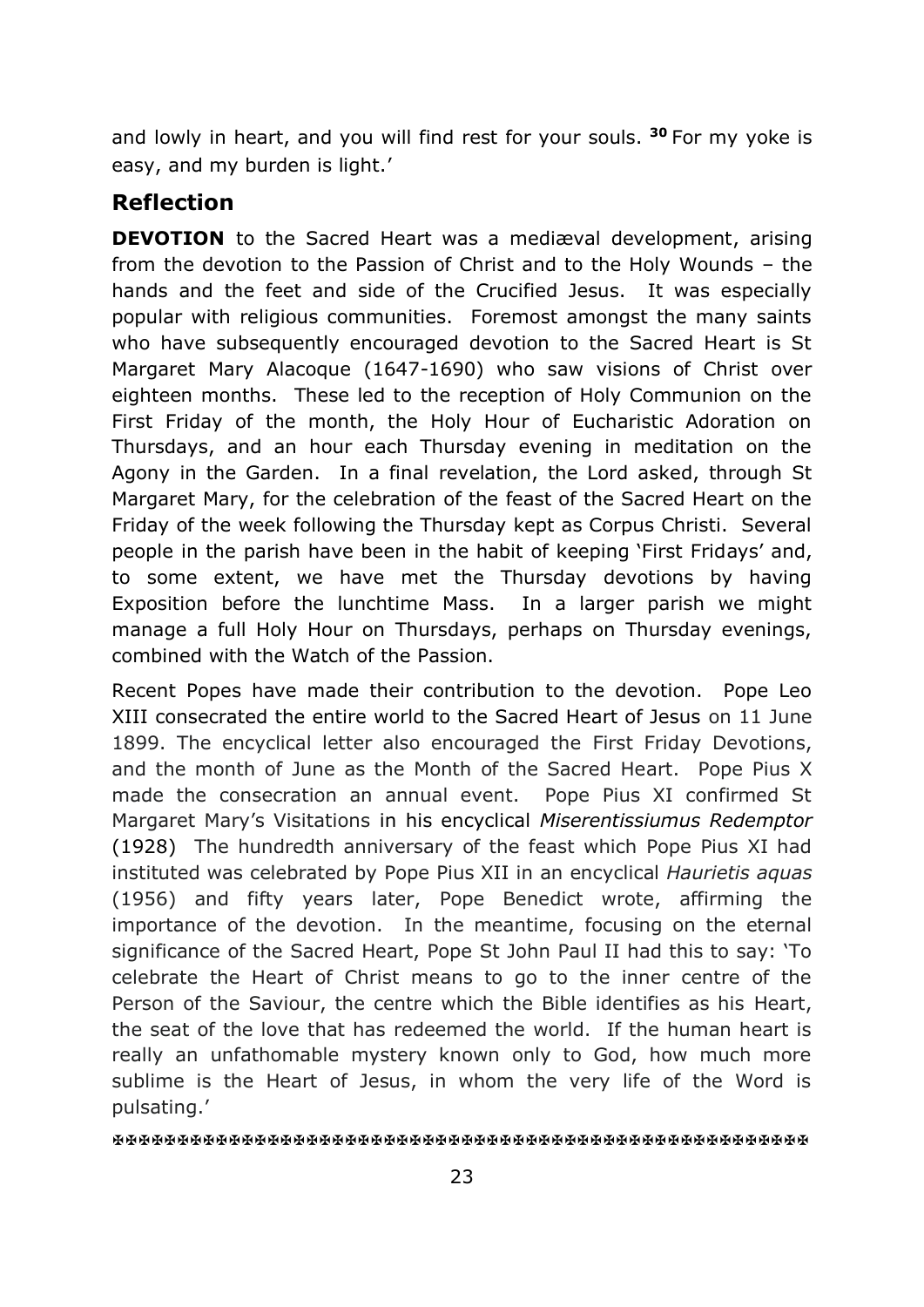and lowly in heart, and you will find rest for your souls. [30] For my yoke is easy, and my burden is light.'

## Reflection

**DEVOTION** to the Sacred Heart was a mediæval development, arising from the devotion to the Passion of Christ and to the Holy Wounds – the hands and the feet and side of the Crucified Jesus. It was especially popular with religious communities. Foremost amongst the many saints who have subsequently encouraged devotion to the Sacred Heart is St Margaret Mary Alacoque (1647-1690) who saw visions of Christ over eighteen months. These led to the reception of Holy Communion on the First Friday of the month, the Holy Hour of Eucharistic Adoration on Thursdays, and an hour each Thursday evening in meditation on the Agony in the Garden. In a final revelation, the Lord asked, through St Margaret Mary, for the celebration of the feast of the Sacred Heart on the Friday of the week following the Thursday kept as Corpus Christi. Several people in the parish have been in the habit of keeping 'First Fridays' and, to some extent, we have met the Thursday devotions by having Exposition before the lunchtime Mass. In a larger parish we might manage a full Holy Hour on Thursdays, perhaps on Thursday evenings, combined with the Watch of the Passion.

Recent Popes have made their contribution to the devotion. Pope Leo XIII consecrated the entire world to the Sacred Heart of Jesus on 11 June 1899. The encyclical letter also encouraged the First Friday Devotions, and the month of June as the Month of the Sacred Heart. Pope Pius X made the consecration an annual event. Pope Pius XI confirmed St Margaret Mary's Visitations in his encyclical *Miserentissiumus Redemptor* (1928) The hundredth anniversary of the feast which Pope Pius XI had instituted was celebrated by Pope Pius XII in an encyclical *Haurietis aquas* (1956) and fifty years later, Pope Benedict wrote, affirming the importance of the devotion. In the meantime, focusing on the eternal significance of the Sacred Heart, Pope St John Paul II had this to say: 'To celebrate the Heart of Christ means to go to the inner centre of the Person of the Saviour, the centre which the Bible identifies as his Heart, the seat of the love that has redeemed the world. If the human heart is really an unfathomable mystery known only to God, how much more sublime is the Heart of Jesus, in whom the very life of the Word is pulsating.'

✠✠✠✠✠✠✠✠✠✠✠✠✠✠✠✠✠✠✠✠✠✠✠✠✠✠✠✠✠✠✠✠✠✠✠✠✠✠✠✠✠✠✠✠✠✠✠✠✠✠✠✠✠✠✠✠✠✠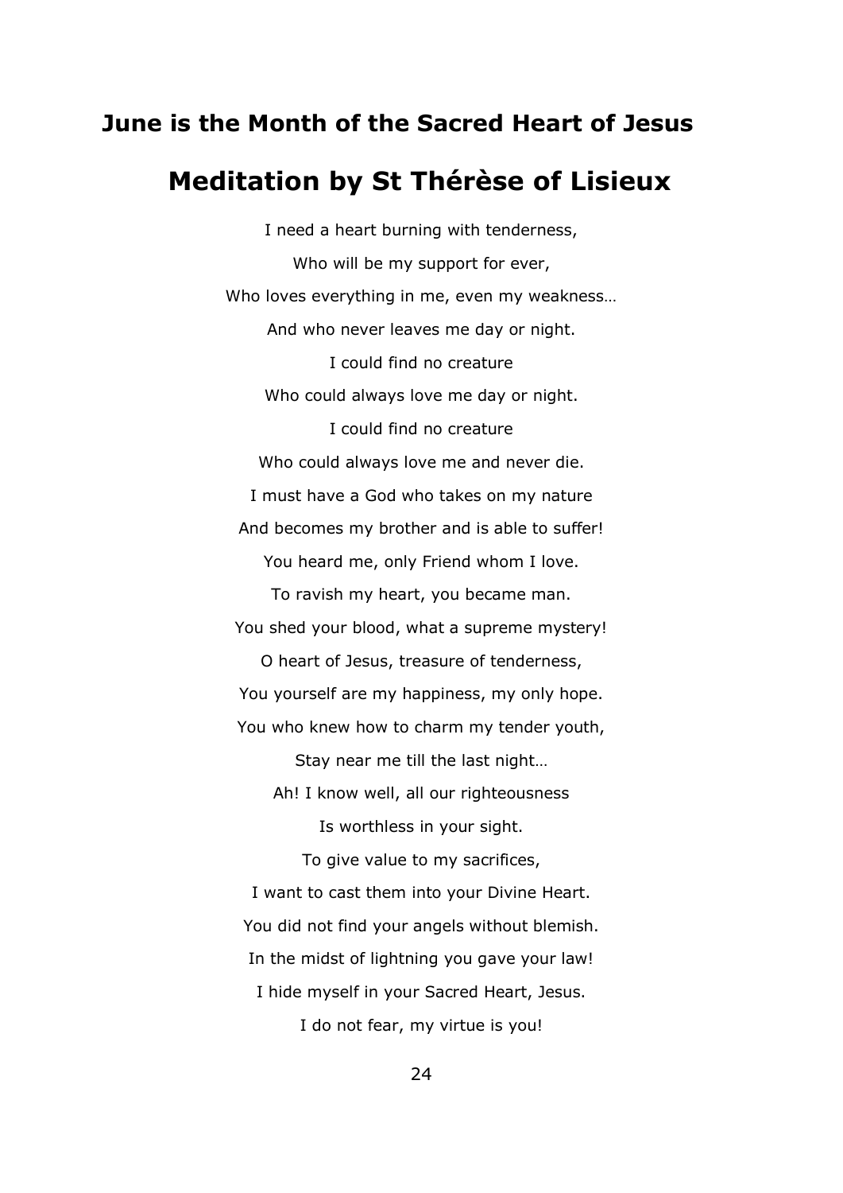## June is the Month of the Sacred Heart of Jesus

# Meditation by St Thérèse of Lisieux

I need a heart burning with tenderness,  
Who will be my support for ever,  
Who loves everything in me, even my weakness…  
And who never leaves me day or night.  
I could find no creature  
Who could always love me day or night.  
I could find no creature  
Who could always love me and never die.  
I must have a God who takes on my nature  
And becomes my brother and is able to suffer!  
You heard me, only Friend whom I love.  
To ravish my heart, you became man.  
You shed your blood, what a supreme mystery!  
O heart of Jesus, treasure of tenderness,  
You yourself are my happiness, my only hope.  
You who knew how to charm my tender youth,  
Stay near me till the last night…  
Ah! I know well, all our righteousness  
Is worthless in your sight.  
To give value to my sacrifices,  
I want to cast them into your Divine Heart.  
You did not find your angels without blemish.  
In the midst of lightning you gave your law!  
I hide myself in your Sacred Heart, Jesus.  
I do not fear, my virtue is you!